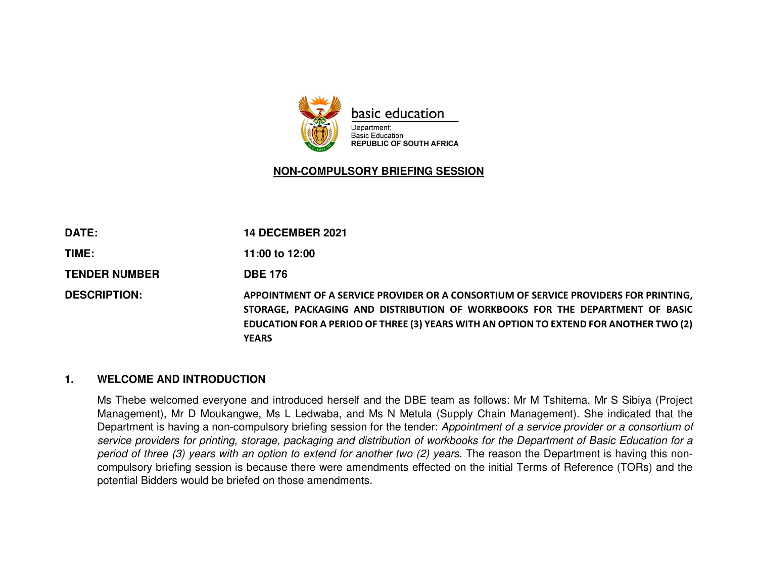basic education

Department:
Basic Education
**REPUBLIC OF SOUTH AFRICA**

## NON-COMPULSORY BRIEFING SESSION

| | |
|---|---|
| **DATE:** | **14 DECEMBER 2021** |
| **TIME:** | **11:00 to 12:00** |
| **TENDER NUMBER** | **DBE 176** |
| **DESCRIPTION:** | **APPOINTMENT OF A SERVICE PROVIDER OR A CONSORTIUM OF SERVICE PROVIDERS FOR PRINTING, STORAGE, PACKAGING AND DISTRIBUTION OF WORKBOOKS FOR THE DEPARTMENT OF BASIC EDUCATION FOR A PERIOD OF THREE (3) YEARS WITH AN OPTION TO EXTEND FOR ANOTHER TWO (2) YEARS** |

### 1. WELCOME AND INTRODUCTION

Ms Thebe welcomed everyone and introduced herself and the DBE team as follows: Mr M Tshitema, Mr S Sibiya (Project Management), Mr D Moukangwe, Ms L Ledwaba, and Ms N Metula (Supply Chain Management). She indicated that the Department is having a non-compulsory briefing session for the tender: *Appointment of a service provider or a consortium of service providers for printing, storage, packaging and distribution of workbooks for the Department of Basic Education for a period of three (3) years with an option to extend for another two (2) years.* The reason the Department is having this non-compulsory briefing session is because there were amendments effected on the initial Terms of Reference (TORs) and the potential Bidders would be briefed on those amendments.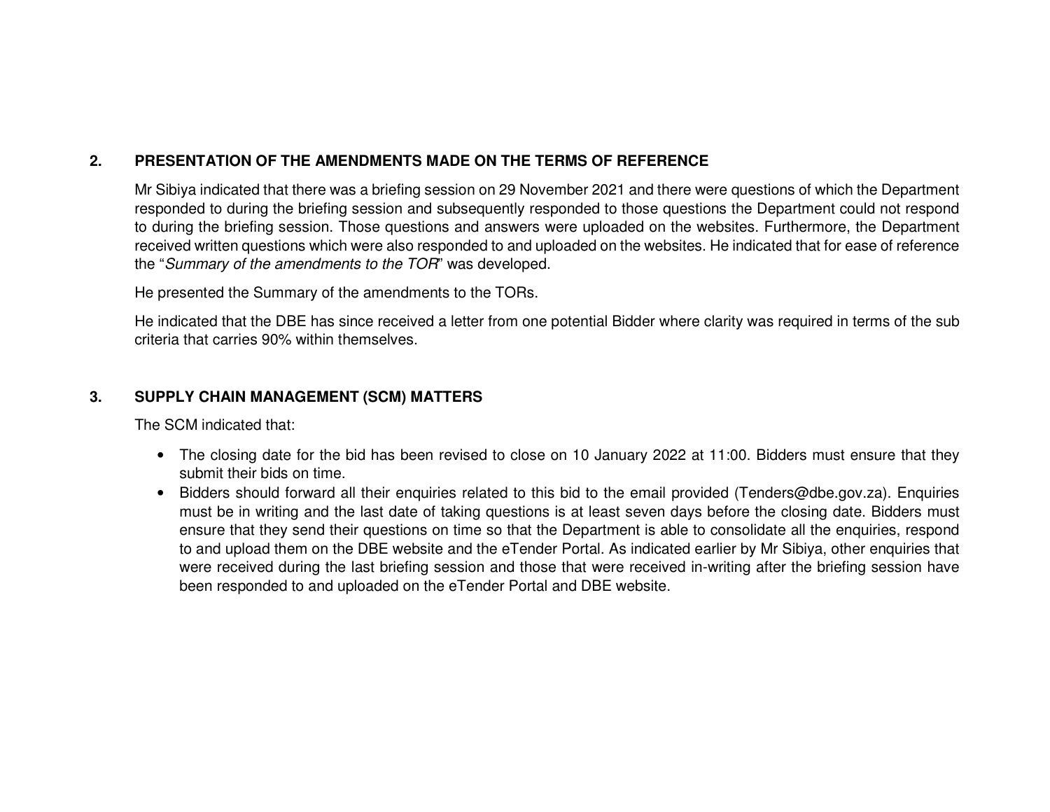## 2. PRESENTATION OF THE AMENDMENTS MADE ON THE TERMS OF REFERENCE

Mr Sibiya indicated that there was a briefing session on 29 November 2021 and there were questions of which the Department responded to during the briefing session and subsequently responded to those questions the Department could not respond to during the briefing session. Those questions and answers were uploaded on the websites. Furthermore, the Department received written questions which were also responded to and uploaded on the websites. He indicated that for ease of reference the "*Summary of the amendments to the TOR*" was developed.

He presented the Summary of the amendments to the TORs.

He indicated that the DBE has since received a letter from one potential Bidder where clarity was required in terms of the sub criteria that carries 90% within themselves.

## 3. SUPPLY CHAIN MANAGEMENT (SCM) MATTERS

The SCM indicated that:

- The closing date for the bid has been revised to close on 10 January 2022 at 11:00. Bidders must ensure that they submit their bids on time.
- Bidders should forward all their enquiries related to this bid to the email provided (Tenders@dbe.gov.za). Enquiries must be in writing and the last date of taking questions is at least seven days before the closing date. Bidders must ensure that they send their questions on time so that the Department is able to consolidate all the enquiries, respond to and upload them on the DBE website and the eTender Portal. As indicated earlier by Mr Sibiya, other enquiries that were received during the last briefing session and those that were received in-writing after the briefing session have been responded to and uploaded on the eTender Portal and DBE website.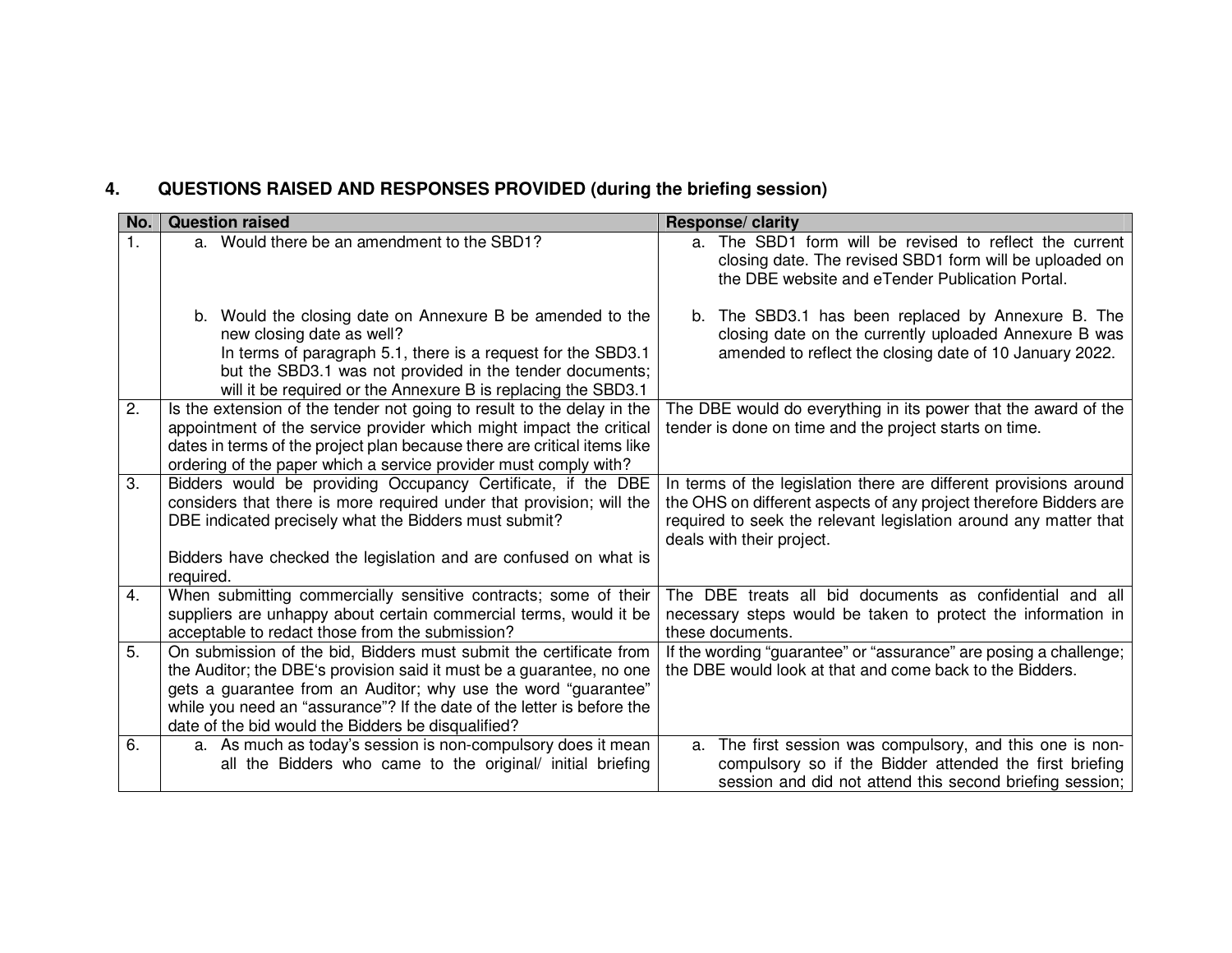## 4. QUESTIONS RAISED AND RESPONSES PROVIDED (during the briefing session)

| No. | Question raised | Response/ clarity |
|---|---|---|
| 1. | a. Would there be an amendment to the SBD1?<br><br>b. Would the closing date on Annexure B be amended to the new closing date as well? In terms of paragraph 5.1, there is a request for the SBD3.1 but the SBD3.1 was not provided in the tender documents; will it be required or the Annexure B is replacing the SBD3.1 | a. The SBD1 form will be revised to reflect the current closing date. The revised SBD1 form will be uploaded on the DBE website and eTender Publication Portal.<br><br>b. The SBD3.1 has been replaced by Annexure B. The closing date on the currently uploaded Annexure B was amended to reflect the closing date of 10 January 2022. |
| 2. | Is the extension of the tender not going to result to the delay in the appointment of the service provider which might impact the critical dates in terms of the project plan because there are critical items like ordering of the paper which a service provider must comply with? | The DBE would do everything in its power that the award of the tender is done on time and the project starts on time. |
| 3. | Bidders would be providing Occupancy Certificate, if the DBE considers that there is more required under that provision; will the DBE indicated precisely what the Bidders must submit?<br><br>Bidders have checked the legislation and are confused on what is required. | In terms of the legislation there are different provisions around the OHS on different aspects of any project therefore Bidders are required to seek the relevant legislation around any matter that deals with their project. |
| 4. | When submitting commercially sensitive contracts; some of their suppliers are unhappy about certain commercial terms, would it be acceptable to redact those from the submission? | The DBE treats all bid documents as confidential and all necessary steps would be taken to protect the information in these documents. |
| 5. | On submission of the bid, Bidders must submit the certificate from the Auditor; the DBE's provision said it must be a guarantee, no one gets a guarantee from an Auditor; why use the word "guarantee" while you need an "assurance"? If the date of the letter is before the date of the bid would the Bidders be disqualified? | If the wording "guarantee" or "assurance" are posing a challenge; the DBE would look at that and come back to the Bidders. |
| 6. | a. As much as today's session is non-compulsory does it mean all the Bidders who came to the original/ initial briefing | a. The first session was compulsory, and this one is non-compulsory so if the Bidder attended the first briefing session and did not attend this second briefing session; |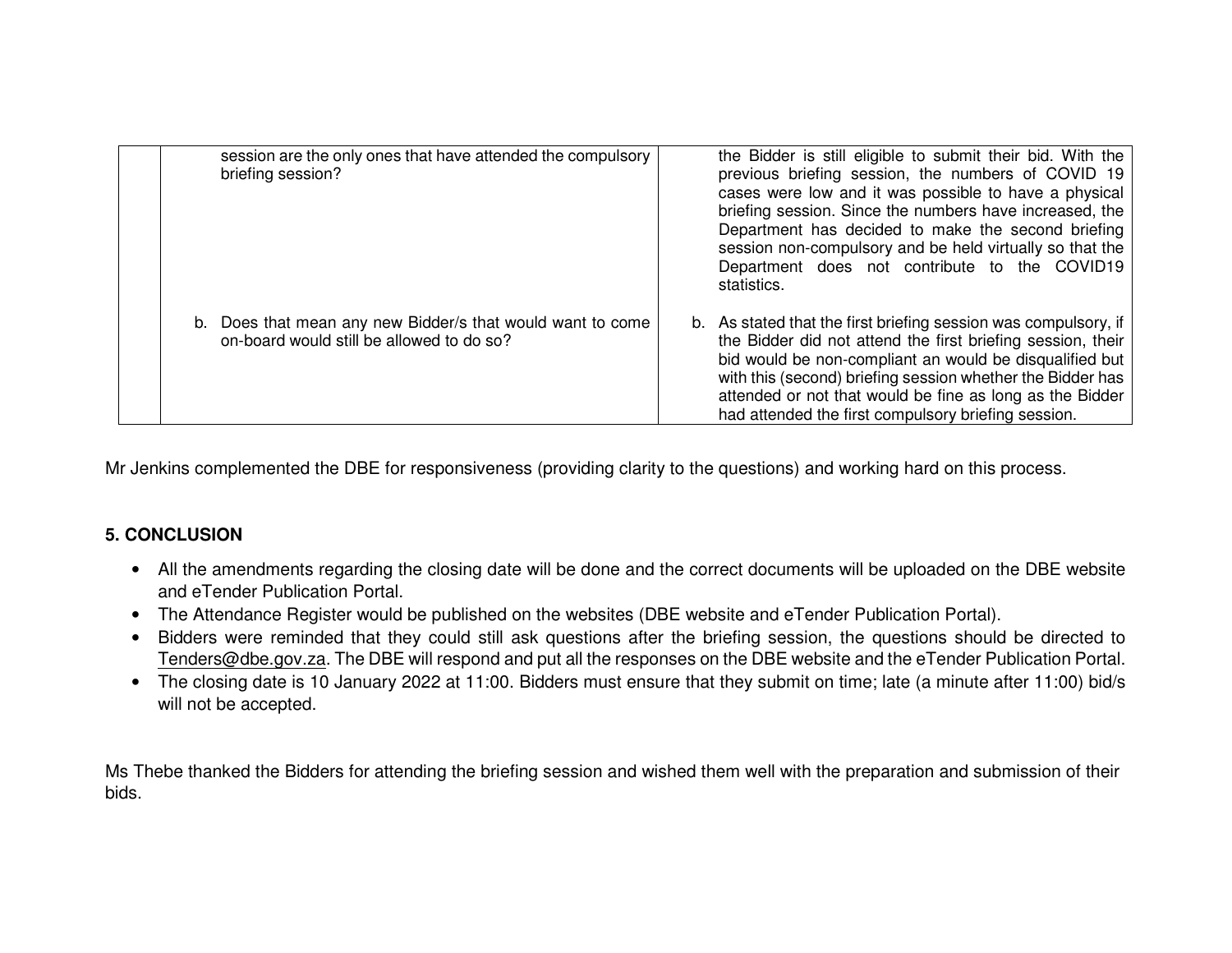| | | |
|---|---|---|
| | session are the only ones that have attended the compulsory briefing session? | the Bidder is still eligible to submit their bid. With the previous briefing session, the numbers of COVID 19 cases were low and it was possible to have a physical briefing session. Since the numbers have increased, the Department has decided to make the second briefing session non-compulsory and be held virtually so that the Department does not contribute to the COVID19 statistics. |
| | b. Does that mean any new Bidder/s that would want to come on-board would still be allowed to do so? | b. As stated that the first briefing session was compulsory, if the Bidder did not attend the first briefing session, their bid would be non-compliant an would be disqualified but with this (second) briefing session whether the Bidder has attended or not that would be fine as long as the Bidder had attended the first compulsory briefing session. |

Mr Jenkins complemented the DBE for responsiveness (providing clarity to the questions) and working hard on this process.

**5. CONCLUSION**

- All the amendments regarding the closing date will be done and the correct documents will be uploaded on the DBE website and eTender Publication Portal.
- The Attendance Register would be published on the websites (DBE website and eTender Publication Portal).
- Bidders were reminded that they could still ask questions after the briefing session, the questions should be directed to Tenders@dbe.gov.za. The DBE will respond and put all the responses on the DBE website and the eTender Publication Portal.
- The closing date is 10 January 2022 at 11:00. Bidders must ensure that they submit on time; late (a minute after 11:00) bid/s will not be accepted.

Ms Thebe thanked the Bidders for attending the briefing session and wished them well with the preparation and submission of their bids.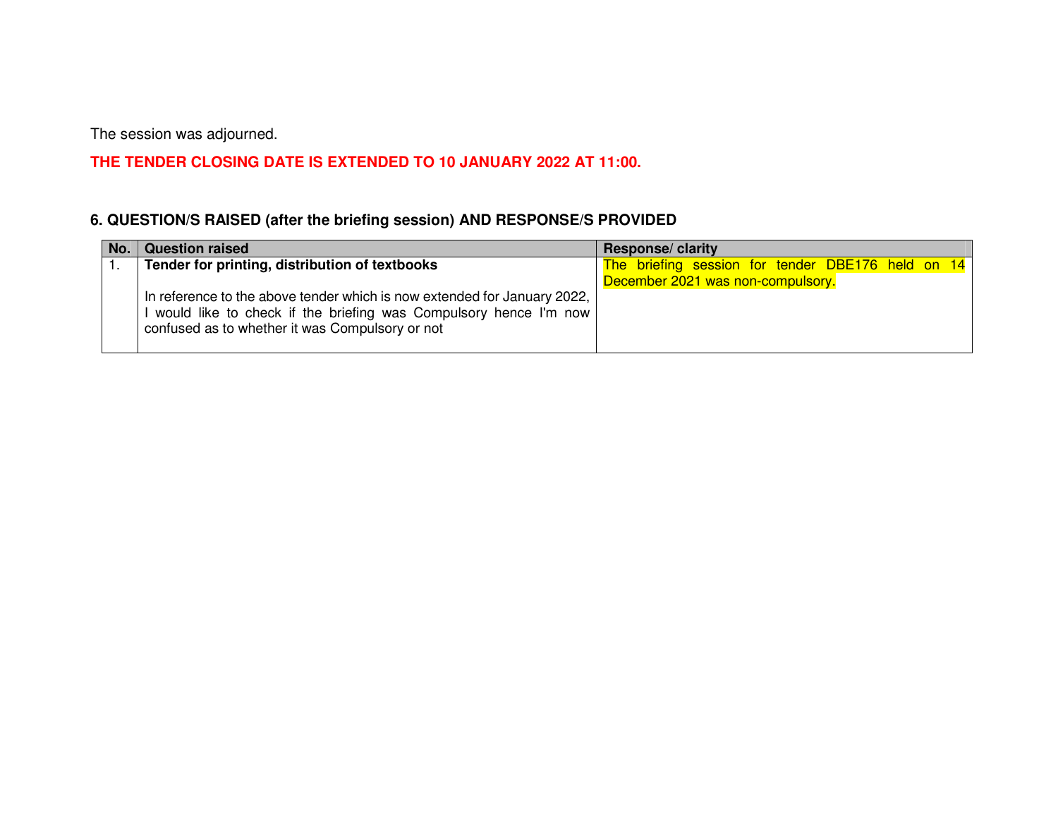The session was adjourned.

**THE TENDER CLOSING DATE IS EXTENDED TO 10 JANUARY 2022 AT 11:00.**

## 6. QUESTION/S RAISED (after the briefing session) AND RESPONSE/S PROVIDED

| No. | Question raised | Response/ clarity |
|---|---|---|
| 1. | **Tender for printing, distribution of textbooks**<br><br>In reference to the above tender which is now extended for January 2022, I would like to check if the briefing was Compulsory hence I'm now confused as to whether it was Compulsory or not | The briefing session for tender DBE176 held on 14 December 2021 was non-compulsory. |